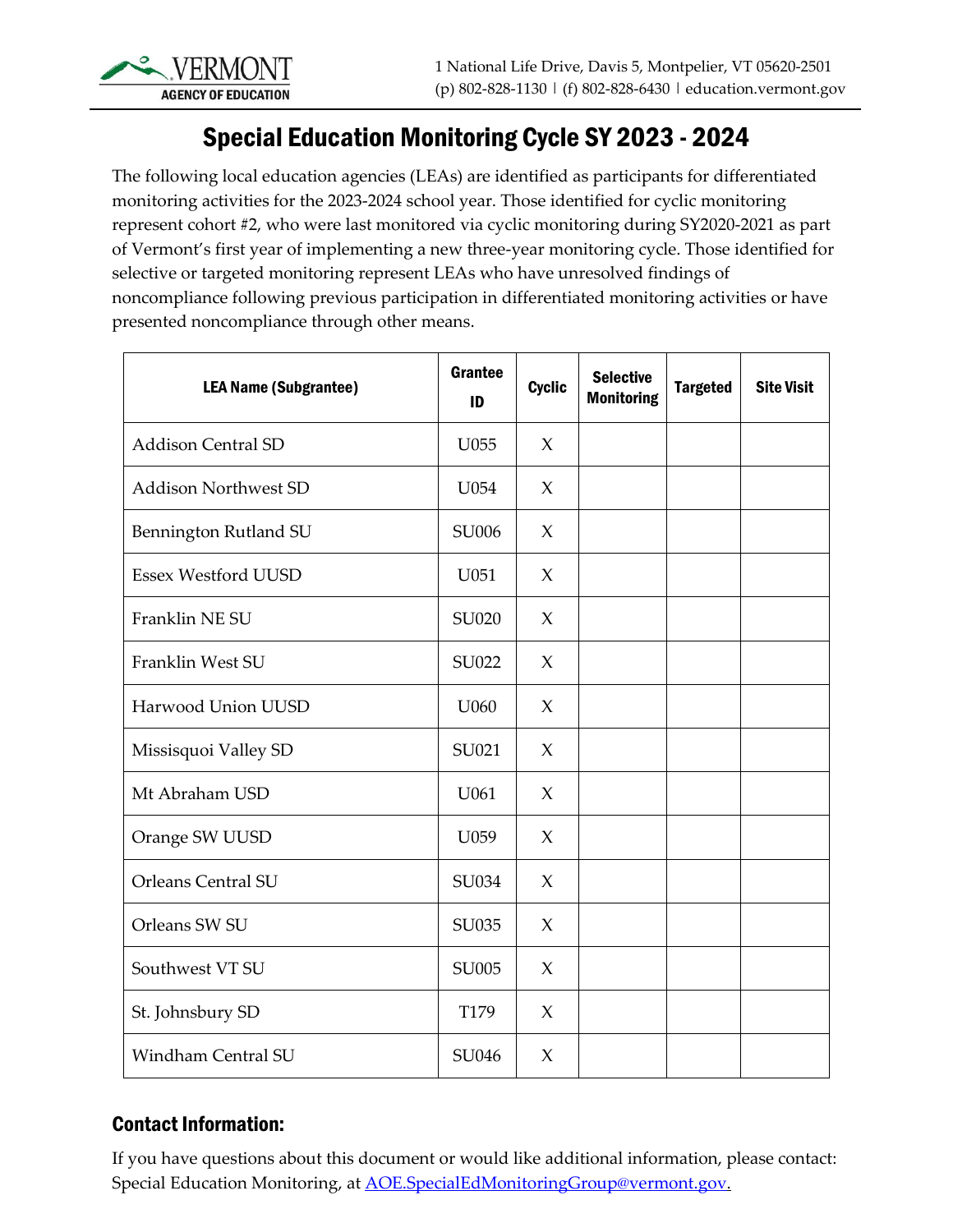VERMONT AGENCY OF EDUCATION

1 National Life Drive, Davis 5, Montpelier, VT 05620-2501
(p) 802-828-1130 | (f) 802-828-6430 | education.vermont.gov

# Special Education Monitoring Cycle SY 2023 - 2024

The following local education agencies (LEAs) are identified as participants for differentiated monitoring activities for the 2023-2024 school year. Those identified for cyclic monitoring represent cohort #2, who were last monitored via cyclic monitoring during SY2020-2021 as part of Vermont's first year of implementing a new three-year monitoring cycle. Those identified for selective or targeted monitoring represent LEAs who have unresolved findings of noncompliance following previous participation in differentiated monitoring activities or have presented noncompliance through other means.

| LEA Name (Subgrantee) | Grantee ID | Cyclic | Selective Monitoring | Targeted | Site Visit |
|---|---|---|---|---|---|
| Addison Central SD | U055 | X | | | |
| Addison Northwest SD | U054 | X | | | |
| Bennington Rutland SU | SU006 | X | | | |
| Essex Westford UUSD | U051 | X | | | |
| Franklin NE SU | SU020 | X | | | |
| Franklin West SU | SU022 | X | | | |
| Harwood Union UUSD | U060 | X | | | |
| Missisquoi Valley SD | SU021 | X | | | |
| Mt Abraham USD | U061 | X | | | |
| Orange SW UUSD | U059 | X | | | |
| Orleans Central SU | SU034 | X | | | |
| Orleans SW SU | SU035 | X | | | |
| Southwest VT SU | SU005 | X | | | |
| St. Johnsbury SD | T179 | X | | | |
| Windham Central SU | SU046 | X | | | |

## Contact Information:

If you have questions about this document or would like additional information, please contact: Special Education Monitoring, at AOE.SpecialEdMonitoringGroup@vermont.gov.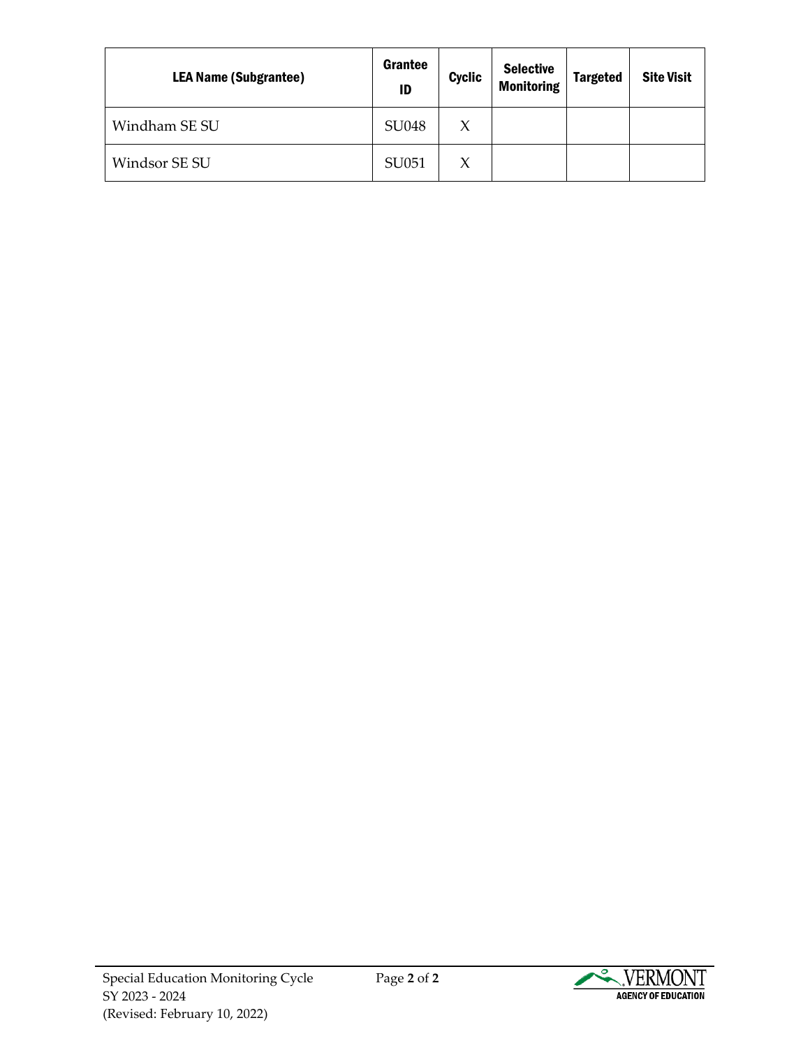| LEA Name (Subgrantee) | Grantee ID | Cyclic | Selective Monitoring | Targeted | Site Visit |
|---|---|---|---|---|---|
| Windham SE SU | SU048 | X | | | |
| Windsor SE SU | SU051 | X | | | |